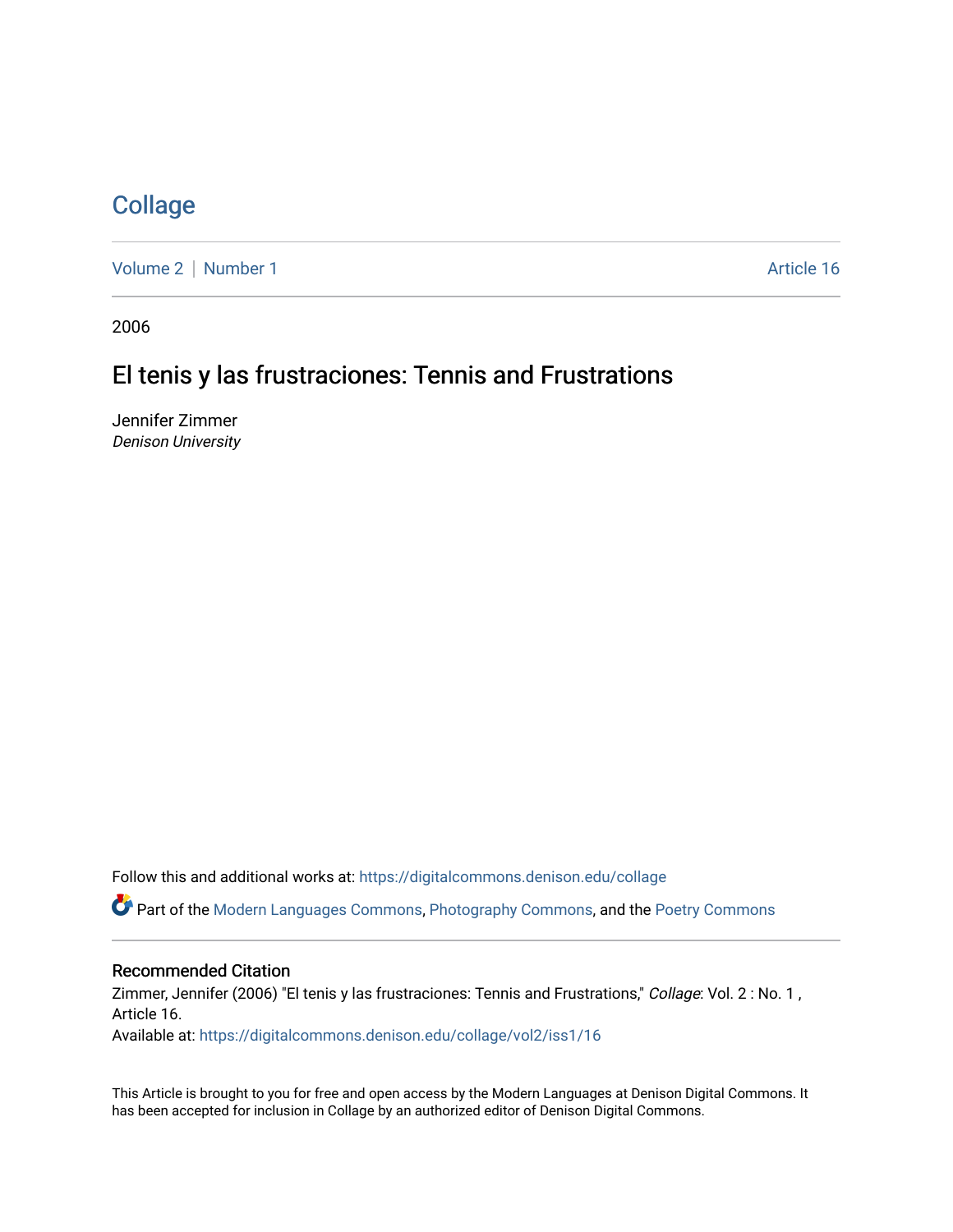# Collage

Volume 2 | Number 1 Article 16

2006

## El tenis y las frustraciones: Tennis and Frustrations

Jennifer Zimmer
*Denison University*

Follow this and additional works at: https://digitalcommons.denison.edu/collage

Part of the Modern Languages Commons, Photography Commons, and the Poetry Commons

### Recommended Citation

Zimmer, Jennifer (2006) "El tenis y las frustraciones: Tennis and Frustrations," *Collage*: Vol. 2 : No. 1 , Article 16.
Available at: https://digitalcommons.denison.edu/collage/vol2/iss1/16

This Article is brought to you for free and open access by the Modern Languages at Denison Digital Commons. It has been accepted for inclusion in Collage by an authorized editor of Denison Digital Commons.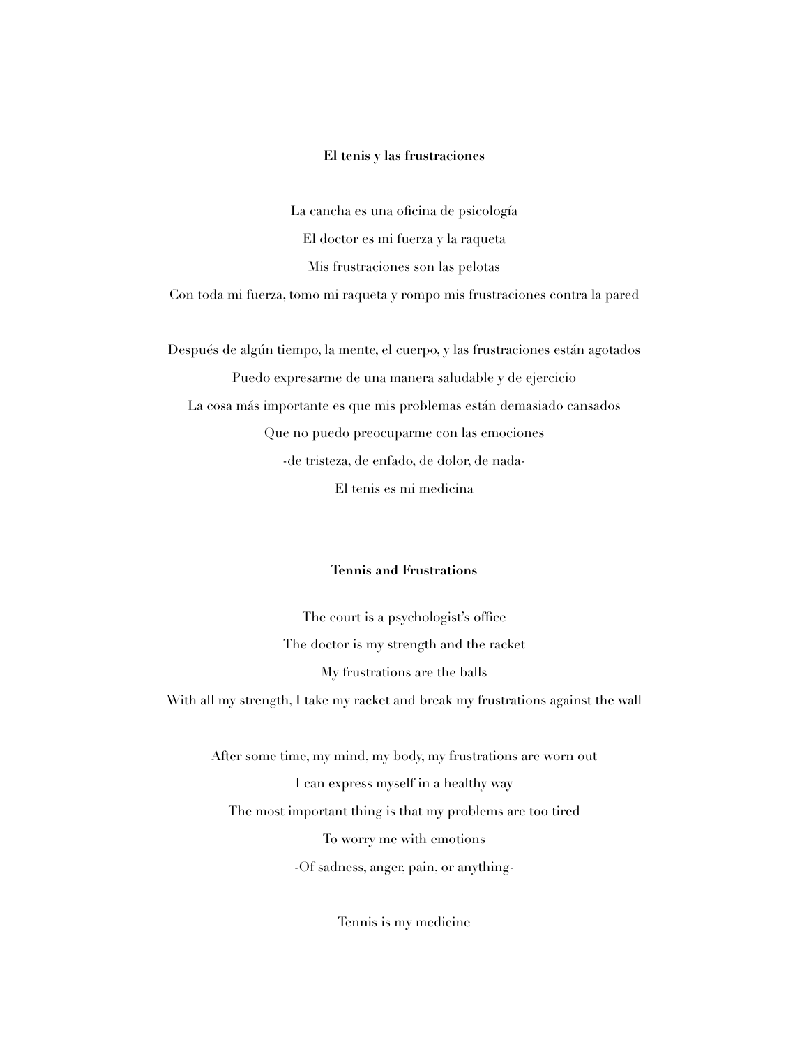**El tenis y las frustraciones**

La cancha es una oficina de psicología

El doctor es mi fuerza y la raqueta

Mis frustraciones son las pelotas

Con toda mi fuerza, tomo mi raqueta y rompo mis frustraciones contra la pared

Después de algún tiempo, la mente, el cuerpo, y las frustraciones están agotados

Puedo expresarme de una manera saludable y de ejercicio

La cosa más importante es que mis problemas están demasiado cansados

Que no puedo preocuparme con las emociones

-de tristeza, de enfado, de dolor, de nada-

El tenis es mi medicina

**Tennis and Frustrations**

The court is a psychologist's office

The doctor is my strength and the racket

My frustrations are the balls

With all my strength, I take my racket and break my frustrations against the wall

After some time, my mind, my body, my frustrations are worn out

I can express myself in a healthy way

The most important thing is that my problems are too tired

To worry me with emotions

-Of sadness, anger, pain, or anything-

Tennis is my medicine